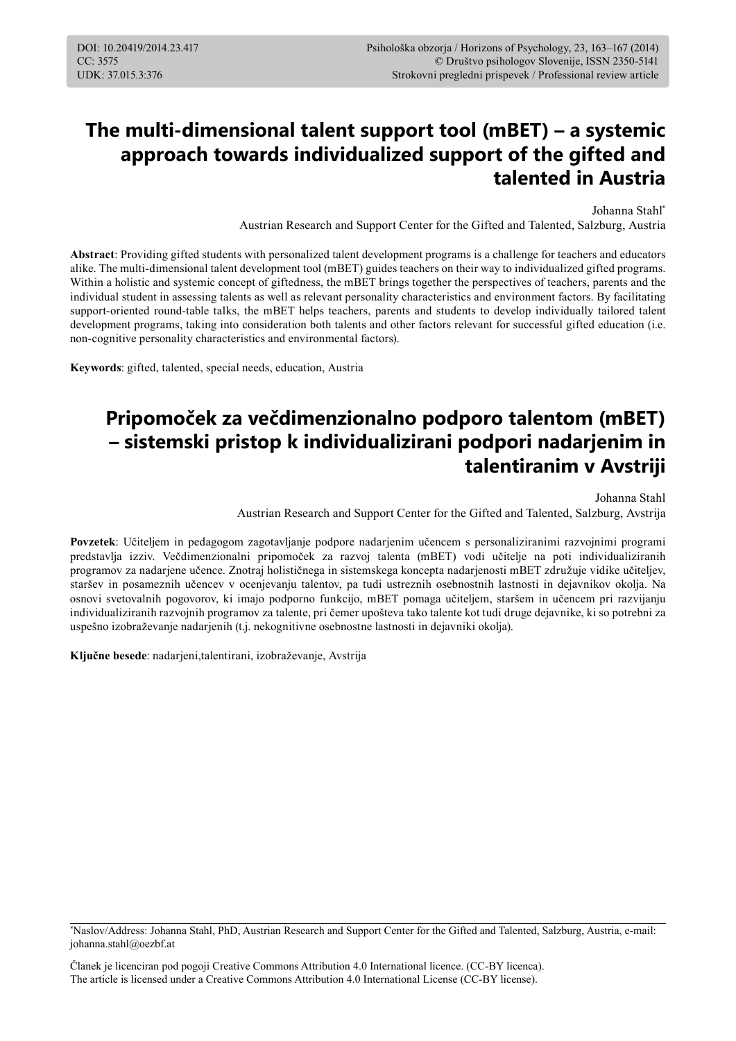DOI: 10.20419/2014.23.417
CC: 3575
UDK: 37.015.3:376

Strokovni pregledni prispevek / Professional review article

# The multi-dimensional talent support tool (mBET) – a systemic approach towards individualized support of the gifted and talented in Austria

Johanna Stahl*

Austrian Research and Support Center for the Gifted and Talented, Salzburg, Austria

**Abstract**: Providing gifted students with personalized talent development programs is a challenge for teachers and educators alike. The multi-dimensional talent development tool (mBET) guides teachers on their way to individualized gifted programs. Within a holistic and systemic concept of giftedness, the mBET brings together the perspectives of teachers, parents and the individual student in assessing talents as well as relevant personality characteristics and environment factors. By facilitating support-oriented round-table talks, the mBET helps teachers, parents and students to develop individually tailored talent development programs, taking into consideration both talents and other factors relevant for successful gifted education (i.e. non-cognitive personality characteristics and environmental factors).

**Keywords**: gifted, talented, special needs, education, Austria

# Pripomoček za večdimenzionalno podporo talentom (mBET) – sistemski pristop k individualizirani podpori nadarjenim in talentiranim v Avstriji

Johanna Stahl

Austrian Research and Support Center for the Gifted and Talented, Salzburg, Avstrija

**Povzetek**: Učiteljem in pedagogom zagotavljanje podpore nadarjenim učencem s personaliziranimi razvojnimi programi predstavlja izziv. Večdimenzionalni pripomoček za razvoj talenta (mBET) vodi učitelje na poti individualiziranih programov za nadarjene učence. Znotraj holističnega in sistemskega koncepta nadarjenosti mBET združuje vidike učiteljev, staršev in posameznih učencev v ocenjevanju talentov, pa tudi ustreznih osebnostnih lastnosti in dejavnikov okolja. Na osnovi svetovalnih pogovorov, ki imajo podporno funkcijo, mBET pomaga učiteljem, staršem in učencem pri razvijanju individualiziranih razvojnih programov za talente, pri čemer upošteva tako talente kot tudi druge dejavnike, ki so potrebni za uspešno izobraževanje nadarjenih (t.j. nekognitivne osebnostne lastnosti in dejavniki okolja).

**Ključne besede**: nadarjeni,talentirani, izobraževanje, Avstrija

*Naslov/Address: Johanna Stahl, PhD, Austrian Research and Support Center for the Gifted and Talented, Salzburg, Austria, e-mail: johanna.stahl@oezbf.at

Članek je licenciran pod pogoji Creative Commons Attribution 4.0 International licence. (CC-BY licenca).
The article is licensed under a Creative Commons Attribution 4.0 International License (CC-BY license).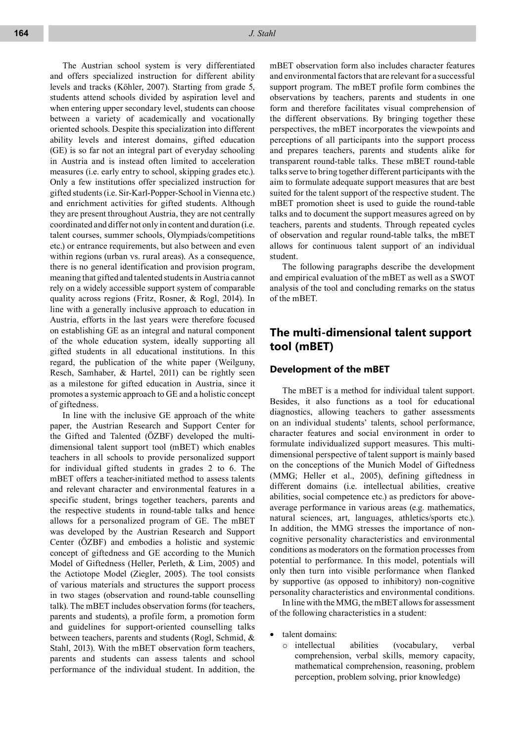The Austrian school system is very differentiated and offers specialized instruction for different ability levels and tracks (Köhler, 2007). Starting from grade 5, students attend schools divided by aspiration level and when entering upper secondary level, students can choose between a variety of academically and vocationally oriented schools. Despite this specialization into different ability levels and interest domains, gifted education (GE) is so far not an integral part of everyday schooling in Austria and is instead often limited to acceleration measures (i.e. early entry to school, skipping grades etc.). Only a few institutions offer specialized instruction for gifted students (i.e. Sir-Karl-Popper-School in Vienna etc.) and enrichment activities for gifted students. Although they are present throughout Austria, they are not centrally coordinated and differ not only in content and duration (i.e. talent courses, summer schools, Olympiads/competitions etc.) or entrance requirements, but also between and even within regions (urban vs. rural areas). As a consequence, there is no general identification and provision program, meaning that gifted and talented students in Austria cannot rely on a widely accessible support system of comparable quality across regions (Fritz, Rosner, & Rogl, 2014). In line with a generally inclusive approach to education in Austria, efforts in the last years were therefore focused on establishing GE as an integral and natural component of the whole education system, ideally supporting all gifted students in all educational institutions. In this regard, the publication of the white paper (Weilguny, Resch, Samhaber, & Hartel, 2011) can be rightly seen as a milestone for gifted education in Austria, since it promotes a systemic approach to GE and a holistic concept of giftedness.

In line with the inclusive GE approach of the white paper, the Austrian Research and Support Center for the Gifted and Talented (ÖZBF) developed the multi-dimensional talent support tool (mBET) which enables teachers in all schools to provide personalized support for individual gifted students in grades 2 to 6. The mBET offers a teacher-initiated method to assess talents and relevant character and environmental features in a specific student, brings together teachers, parents and the respective students in round-table talks and hence allows for a personalized program of GE. The mBET was developed by the Austrian Research and Support Center (ÖZBF) and embodies a holistic and systemic concept of giftedness and GE according to the Munich Model of Giftedness (Heller, Perleth, & Lim, 2005) and the Actiotope Model (Ziegler, 2005). The tool consists of various materials and structures the support process in two stages (observation and round-table counselling talk). The mBET includes observation forms (for teachers, parents and students), a profile form, a promotion form and guidelines for support-oriented counselling talks between teachers, parents and students (Rogl, Schmid, & Stahl, 2013). With the mBET observation form teachers, parents and students can assess talents and school performance of the individual student. In addition, the mBET observation form also includes character features and environmental factors that are relevant for a successful support program. The mBET profile form combines the observations by teachers, parents and students in one form and therefore facilitates visual comprehension of the different observations. By bringing together these perspectives, the mBET incorporates the viewpoints and perceptions of all participants into the support process and prepares teachers, parents and students alike for transparent round-table talks. These mBET round-table talks serve to bring together different participants with the aim to formulate adequate support measures that are best suited for the talent support of the respective student. The mBET promotion sheet is used to guide the round-table talks and to document the support measures agreed on by teachers, parents and students. Through repeated cycles of observation and regular round-table talks, the mBET allows for continuous talent support of an individual student.

The following paragraphs describe the development and empirical evaluation of the mBET as well as a SWOT analysis of the tool and concluding remarks on the status of the mBET.

## The multi-dimensional talent support tool (mBET)

### Development of the mBET

The mBET is a method for individual talent support. Besides, it also functions as a tool for educational diagnostics, allowing teachers to gather assessments on an individual students' talents, school performance, character features and social environment in order to formulate individualized support measures. This multi-dimensional perspective of talent support is mainly based on the conceptions of the Munich Model of Giftedness (MMG; Heller et al., 2005), defining giftedness in different domains (i.e. intellectual abilities, creative abilities, social competence etc.) as predictors for above-average performance in various areas (e.g. mathematics, natural sciences, art, languages, athletics/sports etc.). In addition, the MMG stresses the importance of non-cognitive personality characteristics and environmental conditions as moderators on the formation processes from potential to performance. In this model, potentials will only then turn into visible performance when flanked by supportive (as opposed to inhibitory) non-cognitive personality characteristics and environmental conditions.

In line with the MMG, the mBET allows for assessment of the following characteristics in a student:

- talent domains:
  - intellectual abilities (vocabulary, verbal comprehension, verbal skills, memory capacity, mathematical comprehension, reasoning, problem perception, problem solving, prior knowledge)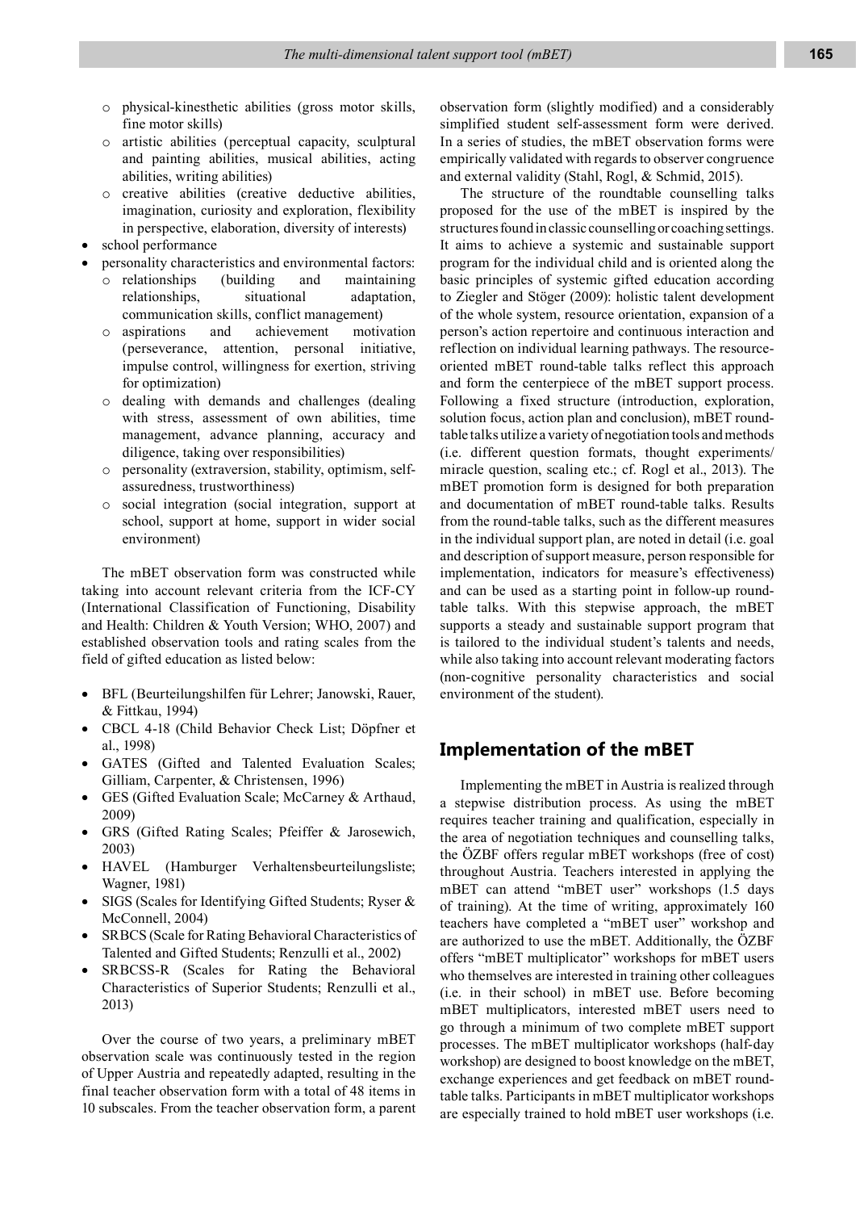- physical-kinesthetic abilities (gross motor skills, fine motor skills)
  - artistic abilities (perceptual capacity, sculptural and painting abilities, musical abilities, acting abilities, writing abilities)
  - creative abilities (creative deductive abilities, imagination, curiosity and exploration, flexibility in perspective, elaboration, diversity of interests)
- school performance
- personality characteristics and environmental factors:
  - relationships (building and maintaining relationships, situational adaptation, communication skills, conflict management)
  - aspirations and achievement motivation (perseverance, attention, personal initiative, impulse control, willingness for exertion, striving for optimization)
  - dealing with demands and challenges (dealing with stress, assessment of own abilities, time management, advance planning, accuracy and diligence, taking over responsibilities)
  - personality (extraversion, stability, optimism, self-assuredness, trustworthiness)
  - social integration (social integration, support at school, support at home, support in wider social environment)

The mBET observation form was constructed while taking into account relevant criteria from the ICF-CY (International Classification of Functioning, Disability and Health: Children & Youth Version; WHO, 2007) and established observation tools and rating scales from the field of gifted education as listed below:

- BFL (Beurteilungshilfen für Lehrer; Janowski, Rauer, & Fittkau, 1994)
- CBCL 4-18 (Child Behavior Check List; Döpfner et al., 1998)
- GATES (Gifted and Talented Evaluation Scales; Gilliam, Carpenter, & Christensen, 1996)
- GES (Gifted Evaluation Scale; McCarney & Arthaud, 2009)
- GRS (Gifted Rating Scales; Pfeiffer & Jarosewich, 2003)
- HAVEL (Hamburger Verhaltensbeurteilungsliste; Wagner, 1981)
- SIGS (Scales for Identifying Gifted Students; Ryser & McConnell, 2004)
- SRBCS (Scale for Rating Behavioral Characteristics of Talented and Gifted Students; Renzulli et al., 2002)
- SRBCSS-R (Scales for Rating the Behavioral Characteristics of Superior Students; Renzulli et al., 2013)

Over the course of two years, a preliminary mBET observation scale was continuously tested in the region of Upper Austria and repeatedly adapted, resulting in the final teacher observation form with a total of 48 items in 10 subscales. From the teacher observation form, a parent observation form (slightly modified) and a considerably simplified student self-assessment form were derived. In a series of studies, the mBET observation forms were empirically validated with regards to observer congruence and external validity (Stahl, Rogl, & Schmid, 2015).

The structure of the roundtable counselling talks proposed for the use of the mBET is inspired by the structures found in classic counselling or coaching settings. It aims to achieve a systemic and sustainable support program for the individual child and is oriented along the basic principles of systemic gifted education according to Ziegler and Stöger (2009): holistic talent development of the whole system, resource orientation, expansion of a person's action repertoire and continuous interaction and reflection on individual learning pathways. The resource-oriented mBET round-table talks reflect this approach and form the centerpiece of the mBET support process. Following a fixed structure (introduction, exploration, solution focus, action plan and conclusion), mBET round-table talks utilize a variety of negotiation tools and methods (i.e. different question formats, thought experiments/miracle question, scaling etc.; cf. Rogl et al., 2013). The mBET promotion form is designed for both preparation and documentation of mBET round-table talks. Results from the round-table talks, such as the different measures in the individual support plan, are noted in detail (i.e. goal and description of support measure, person responsible for implementation, indicators for measure's effectiveness) and can be used as a starting point in follow-up round-table talks. With this stepwise approach, the mBET supports a steady and sustainable support program that is tailored to the individual student's talents and needs, while also taking into account relevant moderating factors (non-cognitive personality characteristics and social environment of the student).

## Implementation of the mBET

Implementing the mBET in Austria is realized through a stepwise distribution process. As using the mBET requires teacher training and qualification, especially in the area of negotiation techniques and counselling talks, the ÖZBF offers regular mBET workshops (free of cost) throughout Austria. Teachers interested in applying the mBET can attend "mBET user" workshops (1.5 days of training). At the time of writing, approximately 160 teachers have completed a "mBET user" workshop and are authorized to use the mBET. Additionally, the ÖZBF offers "mBET multiplicator" workshops for mBET users who themselves are interested in training other colleagues (i.e. in their school) in mBET use. Before becoming mBET multiplicators, interested mBET users need to go through a minimum of two complete mBET support processes. The mBET multiplicator workshops (half-day workshop) are designed to boost knowledge on the mBET, exchange experiences and get feedback on mBET round-table talks. Participants in mBET multiplicator workshops are especially trained to hold mBET user workshops (i.e.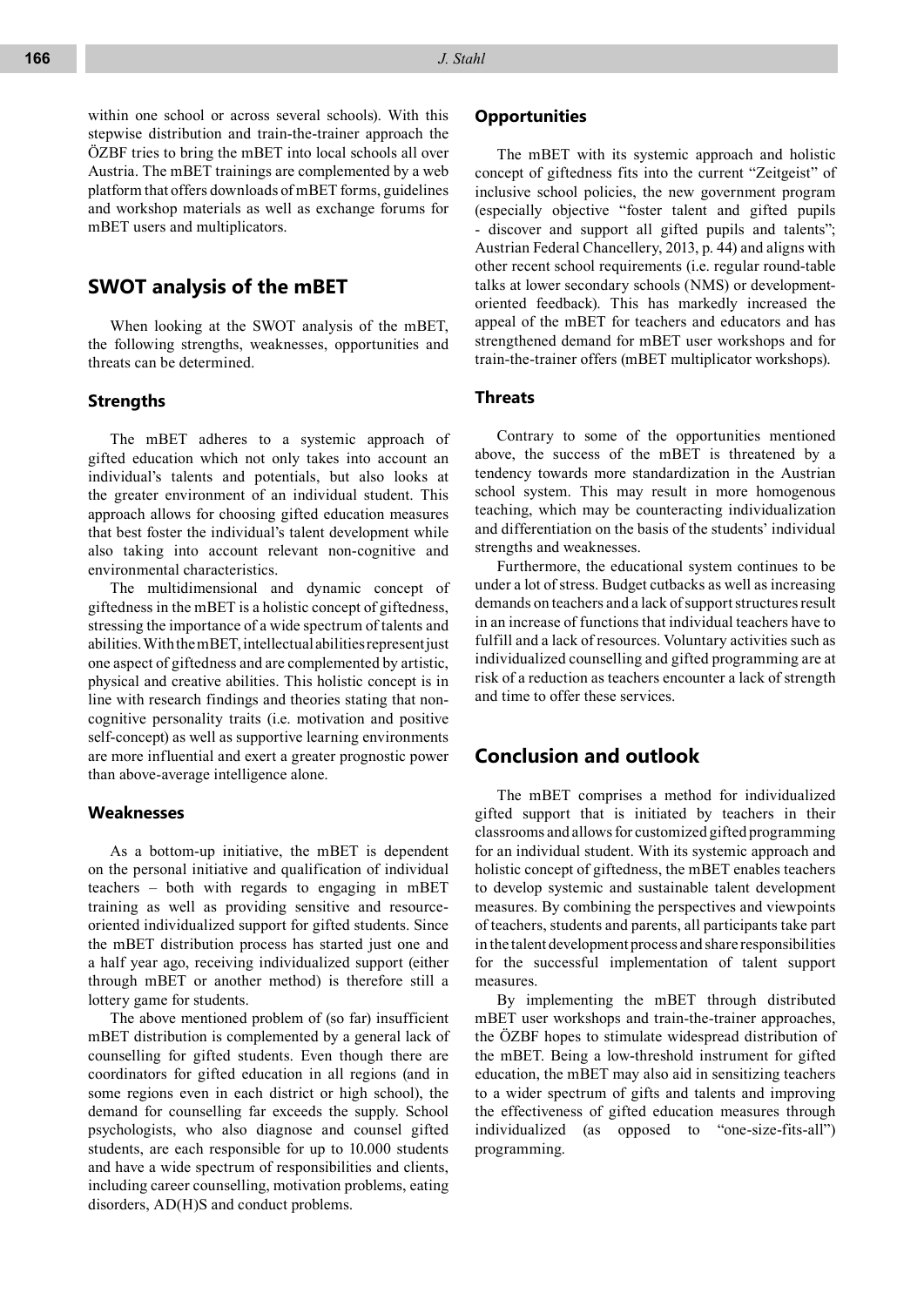within one school or across several schools). With this stepwise distribution and train-the-trainer approach the ÖZBF tries to bring the mBET into local schools all over Austria. The mBET trainings are complemented by a web platform that offers downloads of mBET forms, guidelines and workshop materials as well as exchange forums for mBET users and multiplicators.

## SWOT analysis of the mBET

When looking at the SWOT analysis of the mBET, the following strengths, weaknesses, opportunities and threats can be determined.

### Strengths

The mBET adheres to a systemic approach of gifted education which not only takes into account an individual's talents and potentials, but also looks at the greater environment of an individual student. This approach allows for choosing gifted education measures that best foster the individual's talent development while also taking into account relevant non-cognitive and environmental characteristics.

The multidimensional and dynamic concept of giftedness in the mBET is a holistic concept of giftedness, stressing the importance of a wide spectrum of talents and abilities. With the mBET, intellectual abilities represent just one aspect of giftedness and are complemented by artistic, physical and creative abilities. This holistic concept is in line with research findings and theories stating that non-cognitive personality traits (i.e. motivation and positive self-concept) as well as supportive learning environments are more influential and exert a greater prognostic power than above-average intelligence alone.

### Weaknesses

As a bottom-up initiative, the mBET is dependent on the personal initiative and qualification of individual teachers – both with regards to engaging in mBET training as well as providing sensitive and resource-oriented individualized support for gifted students. Since the mBET distribution process has started just one and a half year ago, receiving individualized support (either through mBET or another method) is therefore still a lottery game for students.

The above mentioned problem of (so far) insufficient mBET distribution is complemented by a general lack of counselling for gifted students. Even though there are coordinators for gifted education in all regions (and in some regions even in each district or high school), the demand for counselling far exceeds the supply. School psychologists, who also diagnose and counsel gifted students, are each responsible for up to 10.000 students and have a wide spectrum of responsibilities and clients, including career counselling, motivation problems, eating disorders, AD(H)S and conduct problems.

### Opportunities

The mBET with its systemic approach and holistic concept of giftedness fits into the current "Zeitgeist" of inclusive school policies, the new government program (especially objective "foster talent and gifted pupils - discover and support all gifted pupils and talents"; Austrian Federal Chancellery, 2013, p. 44) and aligns with other recent school requirements (i.e. regular round-table talks at lower secondary schools (NMS) or development-oriented feedback). This has markedly increased the appeal of the mBET for teachers and educators and has strengthened demand for mBET user workshops and for train-the-trainer offers (mBET multiplicator workshops).

### Threats

Contrary to some of the opportunities mentioned above, the success of the mBET is threatened by a tendency towards more standardization in the Austrian school system. This may result in more homogenous teaching, which may be counteracting individualization and differentiation on the basis of the students' individual strengths and weaknesses.

Furthermore, the educational system continues to be under a lot of stress. Budget cutbacks as well as increasing demands on teachers and a lack of support structures result in an increase of functions that individual teachers have to fulfill and a lack of resources. Voluntary activities such as individualized counselling and gifted programming are at risk of a reduction as teachers encounter a lack of strength and time to offer these services.

## Conclusion and outlook

The mBET comprises a method for individualized gifted support that is initiated by teachers in their classrooms and allows for customized gifted programming for an individual student. With its systemic approach and holistic concept of giftedness, the mBET enables teachers to develop systemic and sustainable talent development measures. By combining the perspectives and viewpoints of teachers, students and parents, all participants take part in the talent development process and share responsibilities for the successful implementation of talent support measures.

By implementing the mBET through distributed mBET user workshops and train-the-trainer approaches, the ÖZBF hopes to stimulate widespread distribution of the mBET. Being a low-threshold instrument for gifted education, the mBET may also aid in sensitizing teachers to a wider spectrum of gifts and talents and improving the effectiveness of gifted education measures through individualized (as opposed to "one-size-fits-all") programming.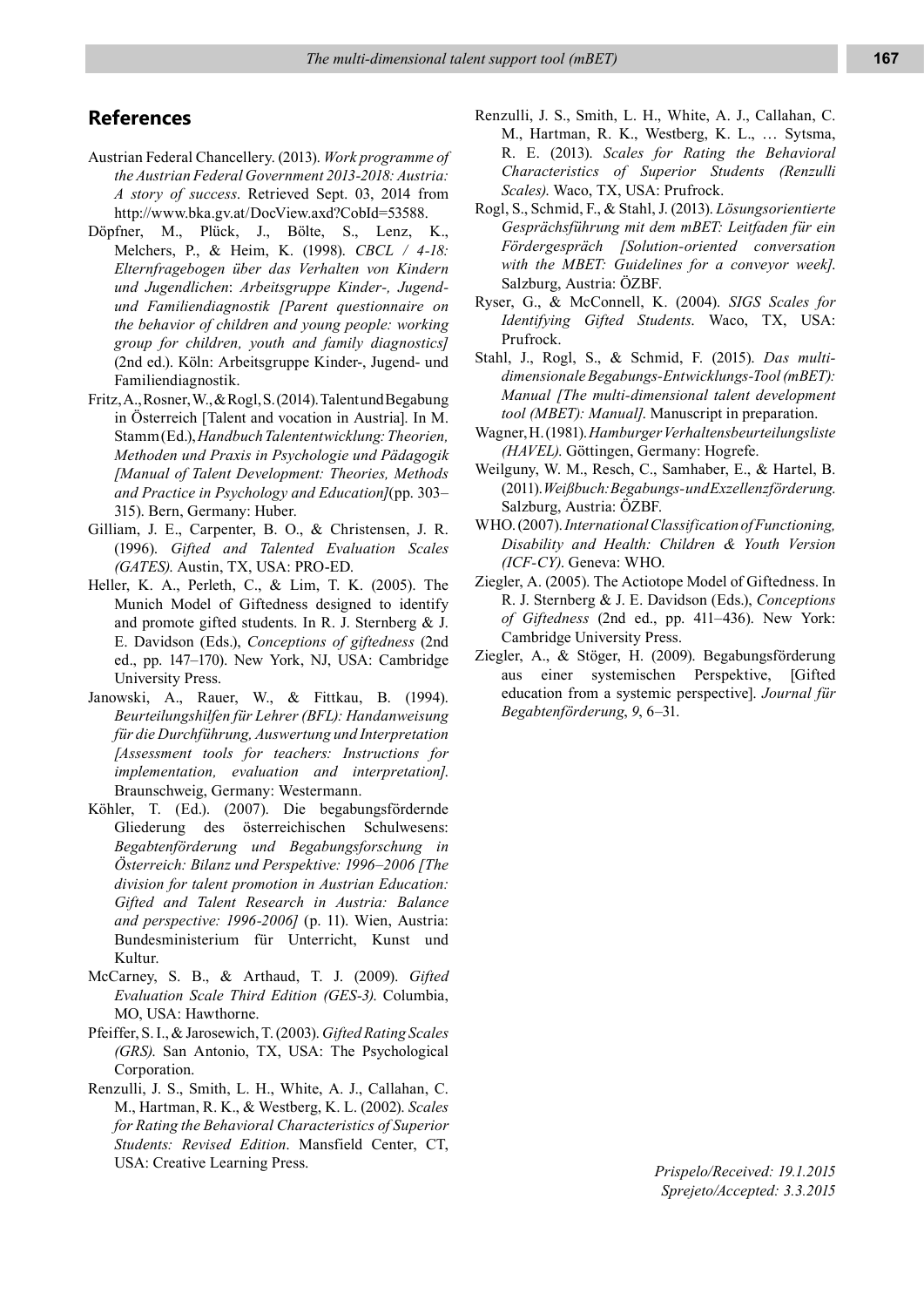## References

Austrian Federal Chancellery. (2013). *Work programme of the Austrian Federal Government 2013-2018: Austria: A story of success*. Retrieved Sept. 03, 2014 from http://www.bka.gv.at/DocView.axd?CobId=53588.

Döpfner, M., Plück, J., Bölte, S., Lenz, K., Melchers, P., & Heim, K. (1998). *CBCL / 4-18: Elternfragebogen über das Verhalten von Kindern und Jugendlichen*: *Arbeitsgruppe Kinder-, Jugend- und Familiendiagnostik [Parent questionnaire on the behavior of children and young people: working group for children, youth and family diagnostics]* (2nd ed.). Köln: Arbeitsgruppe Kinder-, Jugend- und Familiendiagnostik.

Fritz, A., Rosner, W., & Rogl, S. (2014). Talent und Begabung in Österreich [Talent and vocation in Austria]. In M. Stamm (Ed.), *Handbuch Talententwicklung: Theorien, Methoden und Praxis in Psychologie und Pädagogik [Manual of Talent Development: Theories, Methods and Practice in Psychology and Education]*(pp. 303–315). Bern, Germany: Huber.

Gilliam, J. E., Carpenter, B. O., & Christensen, J. R. (1996). *Gifted and Talented Evaluation Scales (GATES).* Austin, TX, USA: PRO-ED.

Heller, K. A., Perleth, C., & Lim, T. K. (2005). The Munich Model of Giftedness designed to identify and promote gifted students. In R. J. Sternberg & J. E. Davidson (Eds.), *Conceptions of giftedness* (2nd ed., pp. 147–170). New York, NJ, USA: Cambridge University Press.

Janowski, A., Rauer, W., & Fittkau, B. (1994). *Beurteilungshilfen für Lehrer (BFL): Handanweisung für die Durchführung, Auswertung und Interpretation [Assessment tools for teachers: Instructions for implementation, evaluation and interpretation].* Braunschweig, Germany: Westermann.

Köhler, T. (Ed.). (2007). Die begabungsfördernde Gliederung des österreichischen Schulwesens: *Begabtenförderung und Begabungsforschung in Österreich: Bilanz und Perspektive: 1996–2006 [The division for talent promotion in Austrian Education: Gifted and Talent Research in Austria: Balance and perspective: 1996-2006]* (p. 11). Wien, Austria: Bundesministerium für Unterricht, Kunst und Kultur.

McCarney, S. B., & Arthaud, T. J. (2009). *Gifted Evaluation Scale Third Edition (GES-3).* Columbia, MO, USA: Hawthorne.

Pfeiffer, S. I., & Jarosewich, T. (2003). *Gifted Rating Scales (GRS).* San Antonio, TX, USA: The Psychological Corporation.

Renzulli, J. S., Smith, L. H., White, A. J., Callahan, C. M., Hartman, R. K., & Westberg, K. L. (2002). *Scales for Rating the Behavioral Characteristics of Superior Students: Revised Edition*. Mansfield Center, CT, USA: Creative Learning Press.

Renzulli, J. S., Smith, L. H., White, A. J., Callahan, C. M., Hartman, R. K., Westberg, K. L., … Sytsma, R. E. (2013). *Scales for Rating the Behavioral Characteristics of Superior Students (Renzulli Scales).* Waco, TX, USA: Prufrock.

Rogl, S., Schmid, F., & Stahl, J. (2013). *Lösungsorientierte Gesprächsführung mit dem mBET: Leitfaden für ein Fördergespräch [Solution-oriented conversation with the MBET: Guidelines for a conveyor week].* Salzburg, Austria: ÖZBF.

Ryser, G., & McConnell, K. (2004). *SIGS Scales for Identifying Gifted Students.* Waco, TX, USA: Prufrock.

Stahl, J., Rogl, S., & Schmid, F. (2015). *Das multi-dimensionale Begabungs-Entwicklungs-Tool (mBET): Manual [The multi-dimensional talent development tool (MBET): Manual]*. Manuscript in preparation.

Wagner, H. (1981). *Hamburger Verhaltensbeurteilungsliste (HAVEL).* Göttingen, Germany: Hogrefe.

Weilguny, W. M., Resch, C., Samhaber, E., & Hartel, B. (2011). *Weißbuch: Begabungs- und Exzellenzförderung.* Salzburg, Austria: ÖZBF.

WHO. (2007). *International Classification of Functioning, Disability and Health: Children & Youth Version (ICF-CY)*. Geneva: WHO.

Ziegler, A. (2005). The Actiotope Model of Giftedness. In R. J. Sternberg & J. E. Davidson (Eds.), *Conceptions of Giftedness* (2nd ed., pp. 411–436). New York: Cambridge University Press.

Ziegler, A., & Stöger, H. (2009). Begabungsförderung aus einer systemischen Perspektive, [Gifted education from a systemic perspective]. *Journal für Begabtenförderung*, *9*, 6–31.

*Prispelo/Received: 19.1.2015*
*Sprejeto/Accepted: 3.3.2015*